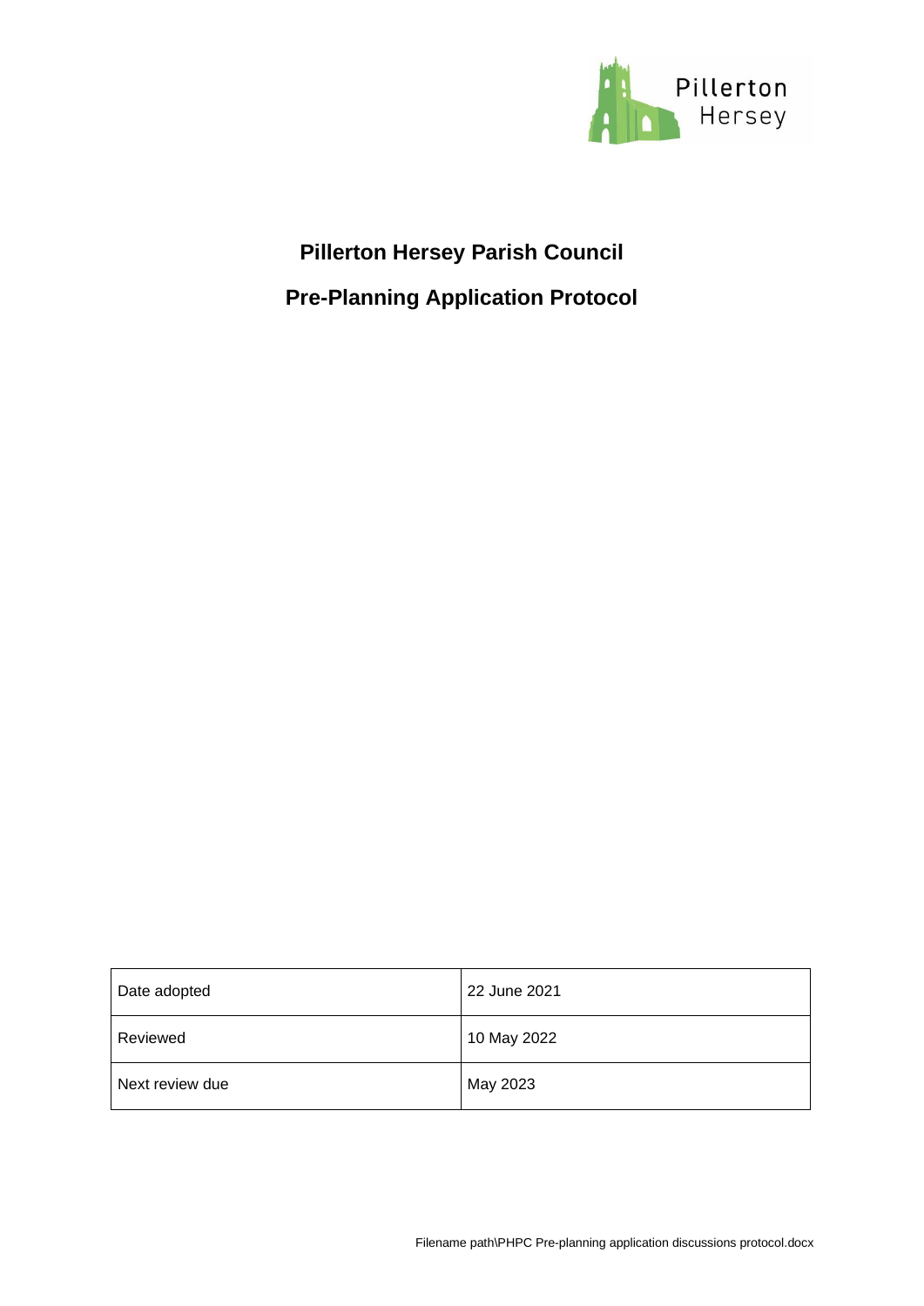Pillerton Hersey

# Pillerton Hersey Parish Council

## Pre-Planning Application Protocol

| Date adopted | 22 June 2021 |
|---|---|
| Reviewed | 10 May 2022 |
| Next review due | May 2023 |

Filename path\PHPC Pre-planning application discussions protocol.docx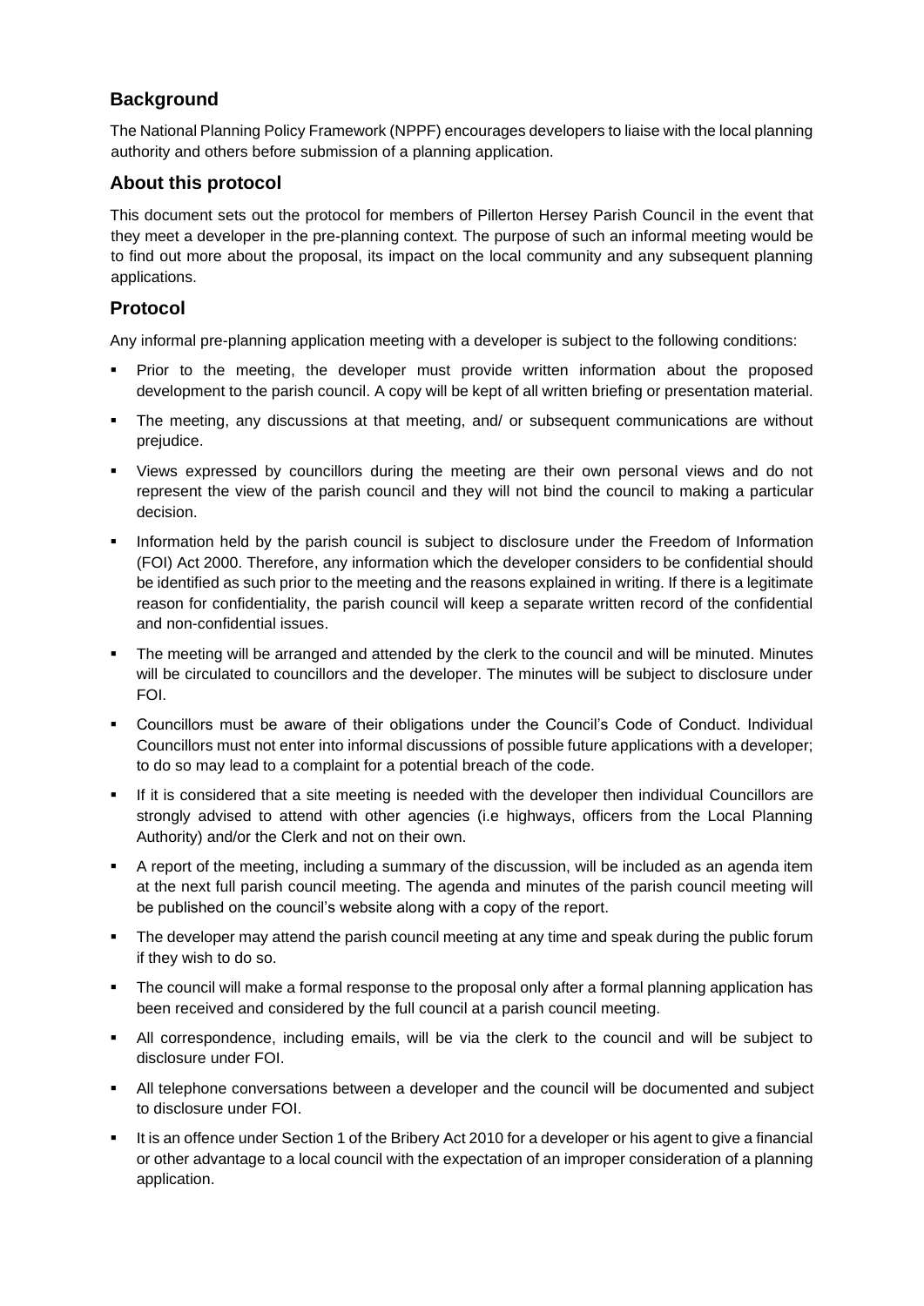## Background

The National Planning Policy Framework (NPPF) encourages developers to liaise with the local planning authority and others before submission of a planning application.

## About this protocol

This document sets out the protocol for members of Pillerton Hersey Parish Council in the event that they meet a developer in the pre-planning context. The purpose of such an informal meeting would be to find out more about the proposal, its impact on the local community and any subsequent planning applications.

## Protocol

Any informal pre-planning application meeting with a developer is subject to the following conditions:

- Prior to the meeting, the developer must provide written information about the proposed development to the parish council. A copy will be kept of all written briefing or presentation material.
- The meeting, any discussions at that meeting, and/ or subsequent communications are without prejudice.
- Views expressed by councillors during the meeting are their own personal views and do not represent the view of the parish council and they will not bind the council to making a particular decision.
- Information held by the parish council is subject to disclosure under the Freedom of Information (FOI) Act 2000. Therefore, any information which the developer considers to be confidential should be identified as such prior to the meeting and the reasons explained in writing. If there is a legitimate reason for confidentiality, the parish council will keep a separate written record of the confidential and non-confidential issues.
- The meeting will be arranged and attended by the clerk to the council and will be minuted. Minutes will be circulated to councillors and the developer. The minutes will be subject to disclosure under FOI.
- Councillors must be aware of their obligations under the Council's Code of Conduct. Individual Councillors must not enter into informal discussions of possible future applications with a developer; to do so may lead to a complaint for a potential breach of the code.
- If it is considered that a site meeting is needed with the developer then individual Councillors are strongly advised to attend with other agencies (i.e highways, officers from the Local Planning Authority) and/or the Clerk and not on their own.
- A report of the meeting, including a summary of the discussion, will be included as an agenda item at the next full parish council meeting. The agenda and minutes of the parish council meeting will be published on the council's website along with a copy of the report.
- The developer may attend the parish council meeting at any time and speak during the public forum if they wish to do so.
- The council will make a formal response to the proposal only after a formal planning application has been received and considered by the full council at a parish council meeting.
- All correspondence, including emails, will be via the clerk to the council and will be subject to disclosure under FOI.
- All telephone conversations between a developer and the council will be documented and subject to disclosure under FOI.
- It is an offence under Section 1 of the Bribery Act 2010 for a developer or his agent to give a financial or other advantage to a local council with the expectation of an improper consideration of a planning application.